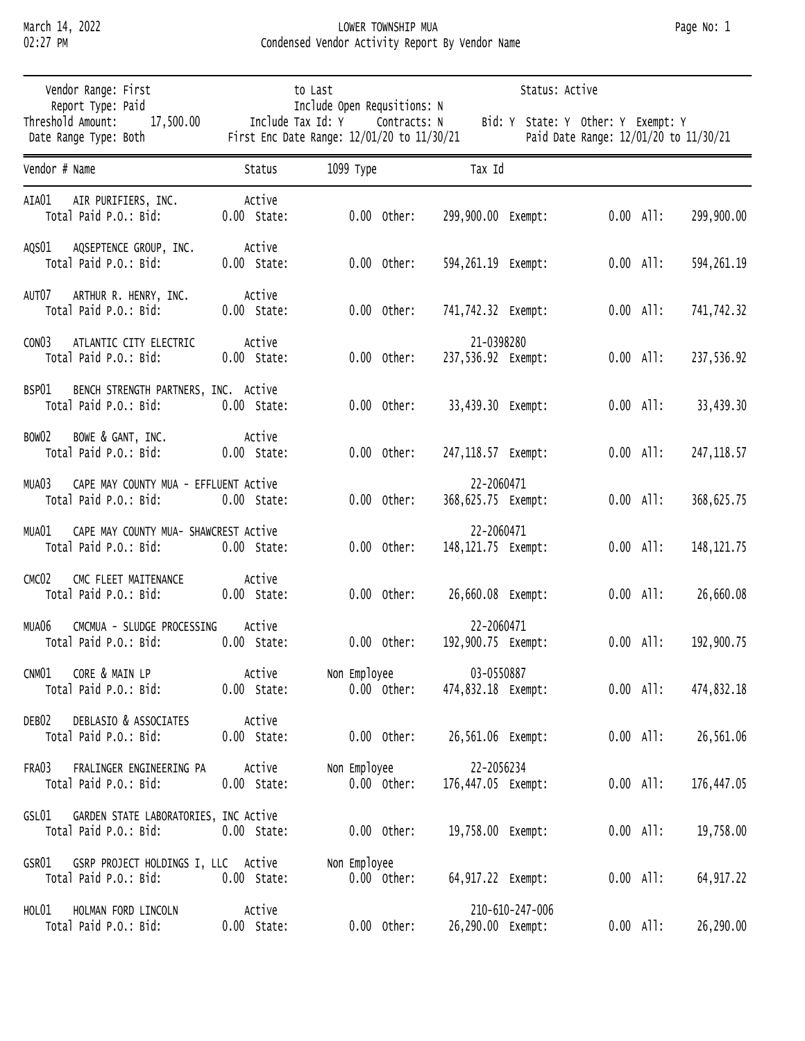# LOWER TOWNSHIP MUA

## Condensed Vendor Activity Report By Vendor Name

March 14, 2022
02:27 PM

Vendor Range: First to Last Status: Active
Report Type: Paid Include Open Requsitions: N
Threshold Amount: 17,500.00 Include Tax Id: Y Contracts: N Bid: Y State: Y Other: Y Exempt: Y
Date Range Type: Both First Enc Date Range: 12/01/20 to 11/30/21 Paid Date Range: 12/01/20 to 11/30/21

| Vendor # | Name | Status | 1099 Type | Tax Id | Bid | State | Other | Exempt | All |
|---|---|---|---|---|---|---|---|---|---|
| AIA01 | AIR PURIFIERS, INC. | Active | | | 0.00 | 0.00 | 299,900.00 | 0.00 | 299,900.00 |
| AQS01 | AQSEPTENCE GROUP, INC. | Active | | | 0.00 | 0.00 | 594,261.19 | 0.00 | 594,261.19 |
| AUT07 | ARTHUR R. HENRY, INC. | Active | | | 0.00 | 0.00 | 741,742.32 | 0.00 | 741,742.32 |
| CON03 | ATLANTIC CITY ELECTRIC | Active | | 21-0398280 | 0.00 | 0.00 | 237,536.92 | 0.00 | 237,536.92 |
| BSP01 | BENCH STRENGTH PARTNERS, INC. | Active | | | 0.00 | 0.00 | 33,439.30 | 0.00 | 33,439.30 |
| BOW02 | BOWE & GANT, INC. | Active | | | 0.00 | 0.00 | 247,118.57 | 0.00 | 247,118.57 |
| MUA03 | CAPE MAY COUNTY MUA - EFFLUENT | Active | | 22-2060471 | 0.00 | 0.00 | 368,625.75 | 0.00 | 368,625.75 |
| MUA01 | CAPE MAY COUNTY MUA- SHAWCREST | Active | | 22-2060471 | 0.00 | 0.00 | 148,121.75 | 0.00 | 148,121.75 |
| CMC02 | CMC FLEET MAITENANCE | Active | | | 0.00 | 0.00 | 26,660.08 | 0.00 | 26,660.08 |
| MUA06 | CMCMUA - SLUDGE PROCESSING | Active | | 22-2060471 | 0.00 | 0.00 | 192,900.75 | 0.00 | 192,900.75 |
| CNM01 | CORE & MAIN LP | Active | Non Employee | 03-0550887 | 0.00 | 0.00 | 474,832.18 | 0.00 | 474,832.18 |
| DEB02 | DEBLASIO & ASSOCIATES | Active | | | 0.00 | 0.00 | 26,561.06 | 0.00 | 26,561.06 |
| FRA03 | FRALINGER ENGINEERING PA | Active | Non Employee | 22-2056234 | 0.00 | 0.00 | 176,447.05 | 0.00 | 176,447.05 |
| GSL01 | GARDEN STATE LABORATORIES, INC | Active | | | 0.00 | 0.00 | 19,758.00 | 0.00 | 19,758.00 |
| GSR01 | GSRP PROJECT HOLDINGS I, LLC | Active | Non Employee | | 0.00 | 0.00 | 64,917.22 | 0.00 | 64,917.22 |
| HOL01 | HOLMAN FORD LINCOLN | Active | | 210-610-247-006 | 0.00 | 0.00 | 26,290.00 | 0.00 | 26,290.00 |

(Amounts are Total Paid P.O.: Bid, State, Other, Exempt, All.)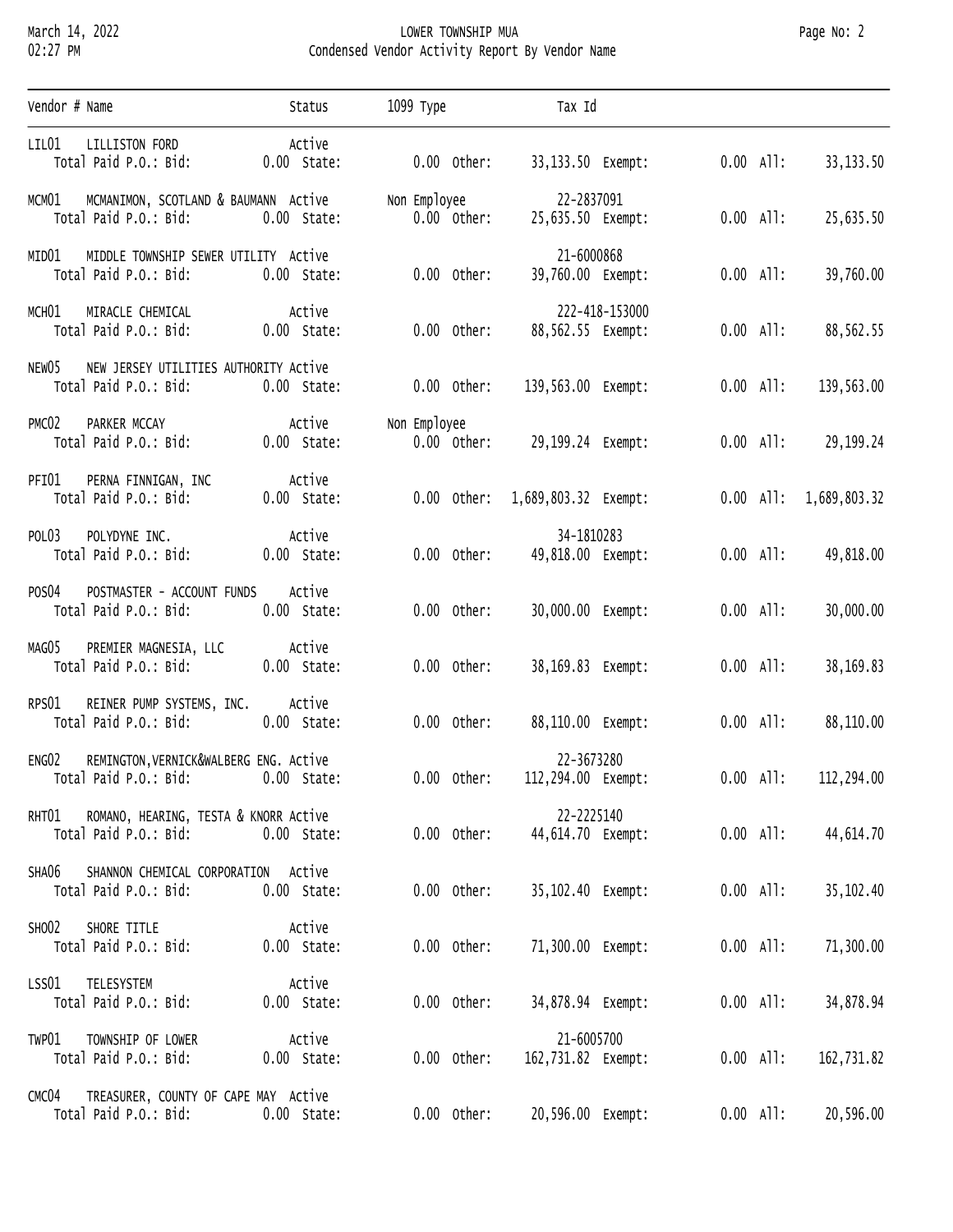LOWER TOWNSHIP MUA

Condensed Vendor Activity Report By Vendor Name

March 14, 2022
02:27 PM

| Vendor # | Name | Status | 1099 Type | Tax Id | Bid | State | Other | Exempt | All |
|---|---|---|---|---|---|---|---|---|---|
| LIL01 | LILLISTON FORD | Active | | | 0.00 | 0.00 | 33,133.50 | 0.00 | 33,133.50 |
| MCM01 | MCMANIMON, SCOTLAND & BAUMANN | Active | Non Employee | 22-2837091 | 0.00 | 0.00 | 25,635.50 | 0.00 | 25,635.50 |
| MID01 | MIDDLE TOWNSHIP SEWER UTILITY | Active | | 21-6000868 | 0.00 | 0.00 | 39,760.00 | 0.00 | 39,760.00 |
| MCH01 | MIRACLE CHEMICAL | Active | | 222-418-153000 | 0.00 | 0.00 | 88,562.55 | 0.00 | 88,562.55 |
| NEW05 | NEW JERSEY UTILITIES AUTHORITY | Active | | | 0.00 | 0.00 | 139,563.00 | 0.00 | 139,563.00 |
| PMC02 | PARKER MCCAY | Active | Non Employee | | 0.00 | 0.00 | 29,199.24 | 0.00 | 29,199.24 |
| PFI01 | PERNA FINNIGAN, INC | Active | | | 0.00 | 0.00 | 1,689,803.32 | 0.00 | 1,689,803.32 |
| POL03 | POLYDYNE INC. | Active | | 34-1810283 | 0.00 | 0.00 | 49,818.00 | 0.00 | 49,818.00 |
| POS04 | POSTMASTER - ACCOUNT FUNDS | Active | | | 0.00 | 0.00 | 30,000.00 | 0.00 | 30,000.00 |
| MAG05 | PREMIER MAGNESIA, LLC | Active | | | 0.00 | 0.00 | 38,169.83 | 0.00 | 38,169.83 |
| RPS01 | REINER PUMP SYSTEMS, INC. | Active | | | 0.00 | 0.00 | 88,110.00 | 0.00 | 88,110.00 |
| ENG02 | REMINGTON,VERNICK&WALBERG ENG. | Active | | 22-3673280 | 0.00 | 0.00 | 112,294.00 | 0.00 | 112,294.00 |
| RHT01 | ROMANO, HEARING, TESTA & KNORR | Active | | 22-2225140 | 0.00 | 0.00 | 44,614.70 | 0.00 | 44,614.70 |
| SHA06 | SHANNON CHEMICAL CORPORATION | Active | | | 0.00 | 0.00 | 35,102.40 | 0.00 | 35,102.40 |
| SHO02 | SHORE TITLE | Active | | | 0.00 | 0.00 | 71,300.00 | 0.00 | 71,300.00 |
| LSS01 | TELESYSTEM | Active | | | 0.00 | 0.00 | 34,878.94 | 0.00 | 34,878.94 |
| TWP01 | TOWNSHIP OF LOWER | Active | | 21-6005700 | 0.00 | 0.00 | 162,731.82 | 0.00 | 162,731.82 |
| CMC04 | TREASURER, COUNTY OF CAPE MAY | Active | | | 0.00 | 0.00 | 20,596.00 | 0.00 | 20,596.00 |

Note: Bid, State, Other, Exempt and All columns are "Total Paid P.O." amounts.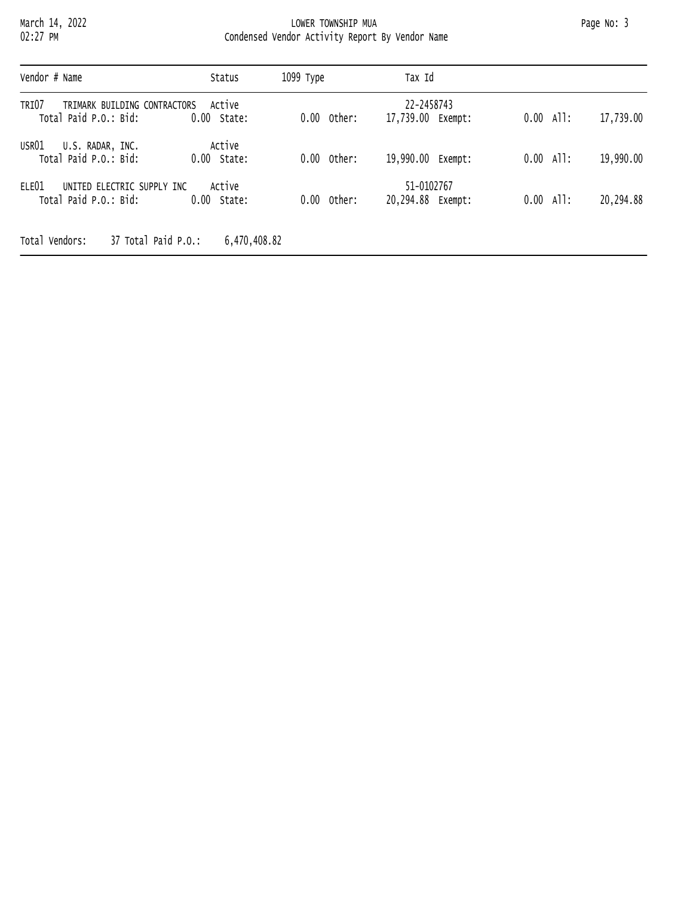## LOWER TOWNSHIP MUA

### Condensed Vendor Activity Report By Vendor Name

| Vendor # | Name | Status | 1099 Type | Tax Id | | |
|---|---|---|---|---|---|---|
| TRI07 | TRIMARK BUILDING CONTRACTORS | Active | | 22-2458743 | | |
| | Total Paid P.O.: Bid: 0.00 | State: 0.00 | Other: 17,739.00 | Exempt: 0.00 | All: 17,739.00 | |
| USR01 | U.S. RADAR, INC. | Active | | | | |
| | Total Paid P.O.: Bid: 0.00 | State: 0.00 | Other: 19,990.00 | Exempt: 0.00 | All: 19,990.00 | |
| ELE01 | UNITED ELECTRIC SUPPLY INC | Active | | 51-0102767 | | |
| | Total Paid P.O.: Bid: 0.00 | State: 0.00 | Other: 20,294.88 | Exempt: 0.00 | All: 20,294.88 | |

Total Vendors: 37 Total Paid P.O.: 6,470,408.82